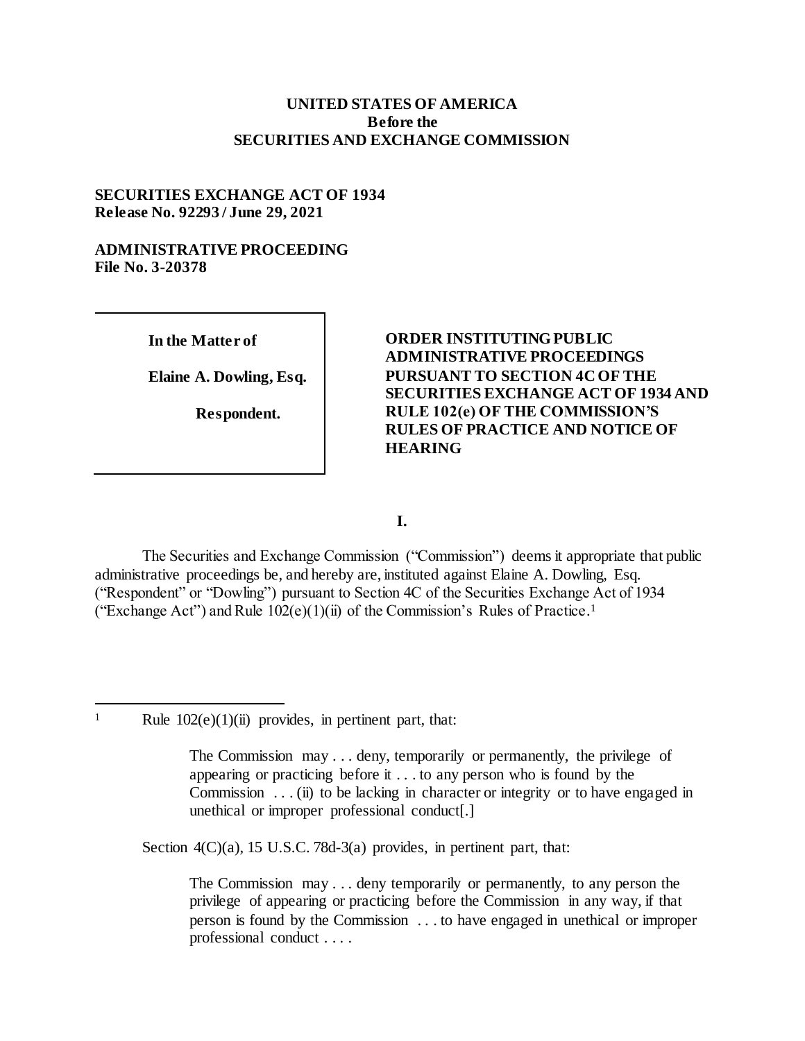**UNITED STATES OF AMERICA**
**Before the**
**SECURITIES AND EXCHANGE COMMISSION**

**SECURITIES EXCHANGE ACT OF 1934**
**Release No. 92293 / June 29, 2021**

**ADMINISTRATIVE PROCEEDING**
**File No. 3-20378**

| | |
|---|---|
| **In the Matter of**<br><br>**Elaine A. Dowling, Esq.**<br><br>**Respondent.** | **ORDER INSTITUTING PUBLIC ADMINISTRATIVE PROCEEDINGS PURSUANT TO SECTION 4C OF THE SECURITIES EXCHANGE ACT OF 1934 AND RULE 102(e) OF THE COMMISSION'S RULES OF PRACTICE AND NOTICE OF HEARING** |

**I.**

The Securities and Exchange Commission ("Commission") deems it appropriate that public administrative proceedings be, and hereby are, instituted against Elaine A. Dowling, Esq. ("Respondent" or "Dowling") pursuant to Section 4C of the Securities Exchange Act of 1934 ("Exchange Act") and Rule 102(e)(1)(ii) of the Commission's Rules of Practice.[1]

---

[1] Rule 102(e)(1)(ii) provides, in pertinent part, that:

> The Commission may . . . deny, temporarily or permanently, the privilege of appearing or practicing before it . . . to any person who is found by the Commission . . . (ii) to be lacking in character or integrity or to have engaged in unethical or improper professional conduct[.]

Section 4(C)(a), 15 U.S.C. 78d-3(a) provides, in pertinent part, that:

> The Commission may . . . deny temporarily or permanently, to any person the privilege of appearing or practicing before the Commission in any way, if that person is found by the Commission . . . to have engaged in unethical or improper professional conduct . . . .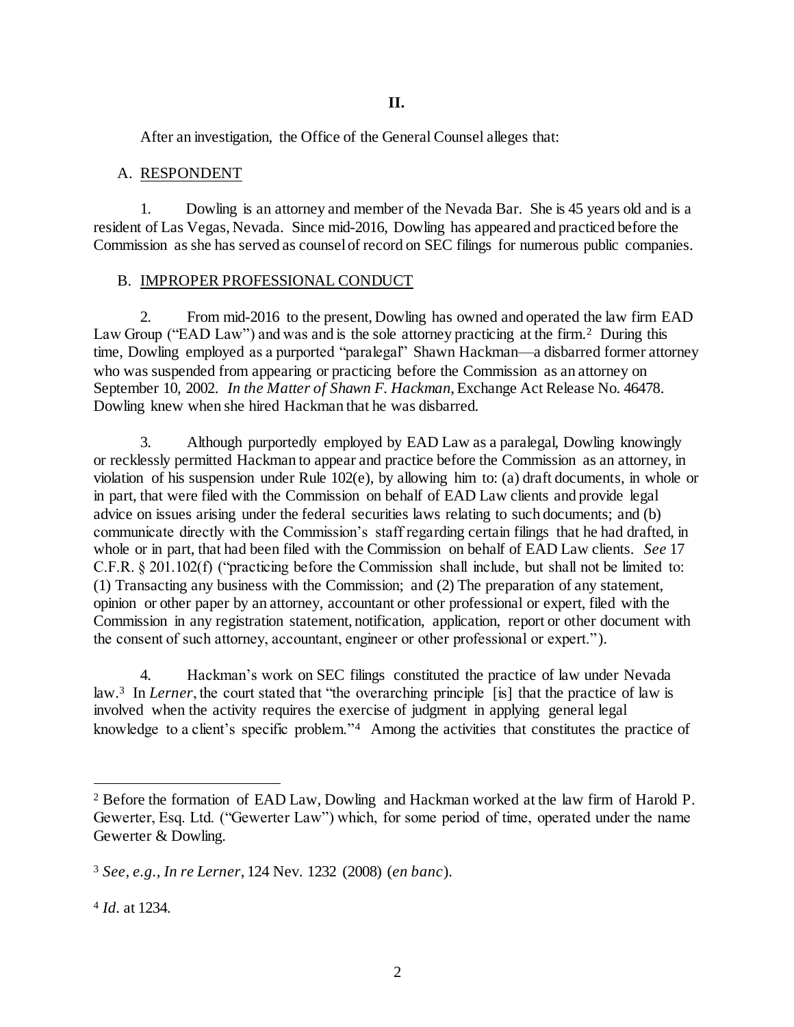## II.

After an investigation, the Office of the General Counsel alleges that:

### A. RESPONDENT

1. Dowling is an attorney and member of the Nevada Bar. She is 45 years old and is a resident of Las Vegas, Nevada. Since mid-2016, Dowling has appeared and practiced before the Commission as she has served as counsel of record on SEC filings for numerous public companies.

### B. IMPROPER PROFESSIONAL CONDUCT

2. From mid-2016 to the present, Dowling has owned and operated the law firm EAD Law Group ("EAD Law") and was and is the sole attorney practicing at the firm.[2] During this time, Dowling employed as a purported "paralegal" Shawn Hackman—a disbarred former attorney who was suspended from appearing or practicing before the Commission as an attorney on September 10, 2002. *In the Matter of Shawn F. Hackman*, Exchange Act Release No. 46478. Dowling knew when she hired Hackman that he was disbarred.

3. Although purportedly employed by EAD Law as a paralegal, Dowling knowingly or recklessly permitted Hackman to appear and practice before the Commission as an attorney, in violation of his suspension under Rule 102(e), by allowing him to: (a) draft documents, in whole or in part, that were filed with the Commission on behalf of EAD Law clients and provide legal advice on issues arising under the federal securities laws relating to such documents; and (b) communicate directly with the Commission's staff regarding certain filings that he had drafted, in whole or in part, that had been filed with the Commission on behalf of EAD Law clients. *See* 17 C.F.R. § 201.102(f) ("practicing before the Commission shall include, but shall not be limited to: (1) Transacting any business with the Commission; and (2) The preparation of any statement, opinion or other paper by an attorney, accountant or other professional or expert, filed with the Commission in any registration statement, notification, application, report or other document with the consent of such attorney, accountant, engineer or other professional or expert.").

4. Hackman's work on SEC filings constituted the practice of law under Nevada law.[3] In *Lerner*, the court stated that "the overarching principle [is] that the practice of law is involved when the activity requires the exercise of judgment in applying general legal knowledge to a client's specific problem."[4] Among the activities that constitutes the practice of

---

[2] Before the formation of EAD Law, Dowling and Hackman worked at the law firm of Harold P. Gewerter, Esq. Ltd. ("Gewerter Law") which, for some period of time, operated under the name Gewerter & Dowling.

[3] *See, e.g., In re Lerner*, 124 Nev. 1232 (2008) (*en banc*).

[4] *Id.* at 1234.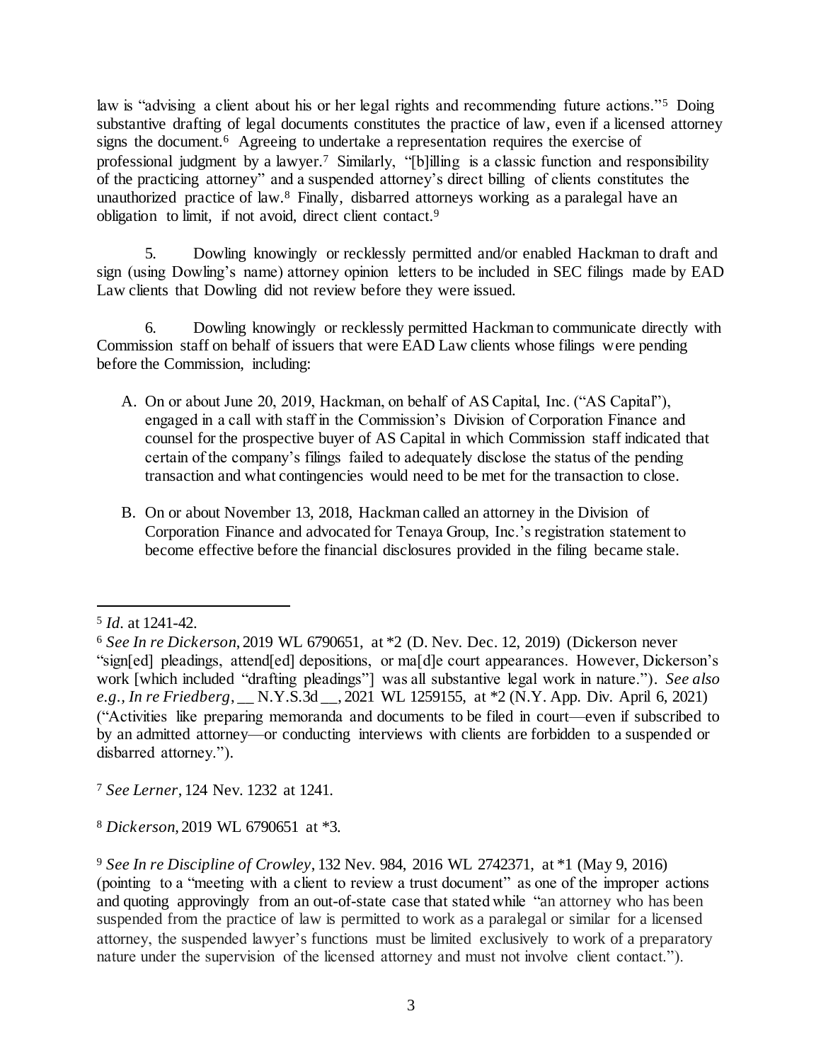law is "advising a client about his or her legal rights and recommending future actions."[5] Doing substantive drafting of legal documents constitutes the practice of law, even if a licensed attorney signs the document.[6] Agreeing to undertake a representation requires the exercise of professional judgment by a lawyer.[7] Similarly, "[b]illing is a classic function and responsibility of the practicing attorney" and a suspended attorney's direct billing of clients constitutes the unauthorized practice of law.[8] Finally, disbarred attorneys working as a paralegal have an obligation to limit, if not avoid, direct client contact.[9]

5. Dowling knowingly or recklessly permitted and/or enabled Hackman to draft and sign (using Dowling's name) attorney opinion letters to be included in SEC filings made by EAD Law clients that Dowling did not review before they were issued.

6. Dowling knowingly or recklessly permitted Hackman to communicate directly with Commission staff on behalf of issuers that were EAD Law clients whose filings were pending before the Commission, including:

A. On or about June 20, 2019, Hackman, on behalf of AS Capital, Inc. ("AS Capital"), engaged in a call with staff in the Commission's Division of Corporation Finance and counsel for the prospective buyer of AS Capital in which Commission staff indicated that certain of the company's filings failed to adequately disclose the status of the pending transaction and what contingencies would need to be met for the transaction to close.

B. On or about November 13, 2018, Hackman called an attorney in the Division of Corporation Finance and advocated for Tenaya Group, Inc.'s registration statement to become effective before the financial disclosures provided in the filing became stale.

---

[5] *Id*. at 1241-42.

[6] *See In re Dickerson*, 2019 WL 6790651, at *2 (D. Nev. Dec. 12, 2019) (Dickerson never "sign[ed] pleadings, attend[ed] depositions, or ma[d]e court appearances. However, Dickerson's work [which included "drafting pleadings"] was all substantive legal work in nature."). *See also e.g., In re Friedberg*, __ N.Y.S.3d __, 2021 WL 1259155, at *2 (N.Y. App. Div. April 6, 2021) ("Activities like preparing memoranda and documents to be filed in court—even if subscribed to by an admitted attorney—or conducting interviews with clients are forbidden to a suspended or disbarred attorney.").

[7] *See Lerner*, 124 Nev. 1232 at 1241.

[8] *Dickerson*, 2019 WL 6790651 at *3.

[9] *See In re Discipline of Crowley*, 132 Nev. 984, 2016 WL 2742371, at *1 (May 9, 2016) (pointing to a "meeting with a client to review a trust document" as one of the improper actions and quoting approvingly from an out-of-state case that stated while "an attorney who has been suspended from the practice of law is permitted to work as a paralegal or similar for a licensed attorney, the suspended lawyer's functions must be limited exclusively to work of a preparatory nature under the supervision of the licensed attorney and must not involve client contact.").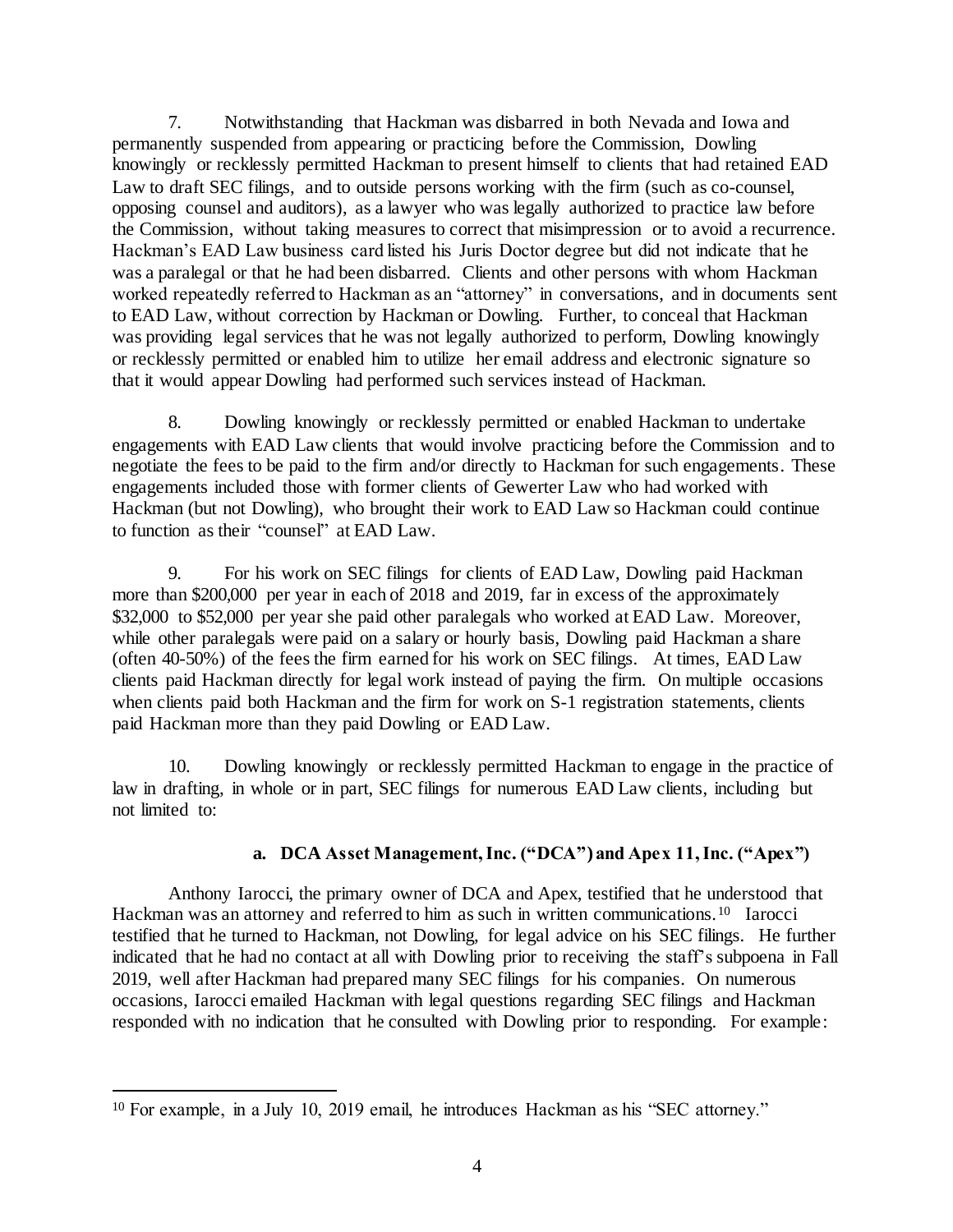7. Notwithstanding that Hackman was disbarred in both Nevada and Iowa and permanently suspended from appearing or practicing before the Commission, Dowling knowingly or recklessly permitted Hackman to present himself to clients that had retained EAD Law to draft SEC filings, and to outside persons working with the firm (such as co-counsel, opposing counsel and auditors), as a lawyer who was legally authorized to practice law before the Commission, without taking measures to correct that misimpression or to avoid a recurrence. Hackman's EAD Law business card listed his Juris Doctor degree but did not indicate that he was a paralegal or that he had been disbarred. Clients and other persons with whom Hackman worked repeatedly referred to Hackman as an "attorney" in conversations, and in documents sent to EAD Law, without correction by Hackman or Dowling. Further, to conceal that Hackman was providing legal services that he was not legally authorized to perform, Dowling knowingly or recklessly permitted or enabled him to utilize her email address and electronic signature so that it would appear Dowling had performed such services instead of Hackman.

8. Dowling knowingly or recklessly permitted or enabled Hackman to undertake engagements with EAD Law clients that would involve practicing before the Commission and to negotiate the fees to be paid to the firm and/or directly to Hackman for such engagements. These engagements included those with former clients of Gewerter Law who had worked with Hackman (but not Dowling), who brought their work to EAD Law so Hackman could continue to function as their "counsel" at EAD Law.

9. For his work on SEC filings for clients of EAD Law, Dowling paid Hackman more than $200,000 per year in each of 2018 and 2019, far in excess of the approximately $32,000 to $52,000 per year she paid other paralegals who worked at EAD Law. Moreover, while other paralegals were paid on a salary or hourly basis, Dowling paid Hackman a share (often 40-50%) of the fees the firm earned for his work on SEC filings. At times, EAD Law clients paid Hackman directly for legal work instead of paying the firm. On multiple occasions when clients paid both Hackman and the firm for work on S-1 registration statements, clients paid Hackman more than they paid Dowling or EAD Law.

10. Dowling knowingly or recklessly permitted Hackman to engage in the practice of law in drafting, in whole or in part, SEC filings for numerous EAD Law clients, including but not limited to:

**a. DCA Asset Management, Inc. ("DCA") and Apex 11, Inc. ("Apex")**

Anthony Iarocci, the primary owner of DCA and Apex, testified that he understood that Hackman was an attorney and referred to him as such in written communications.[10] Iarocci testified that he turned to Hackman, not Dowling, for legal advice on his SEC filings. He further indicated that he had no contact at all with Dowling prior to receiving the staff's subpoena in Fall 2019, well after Hackman had prepared many SEC filings for his companies. On numerous occasions, Iarocci emailed Hackman with legal questions regarding SEC filings and Hackman responded with no indication that he consulted with Dowling prior to responding. For example:

[10] For example, in a July 10, 2019 email, he introduces Hackman as his "SEC attorney."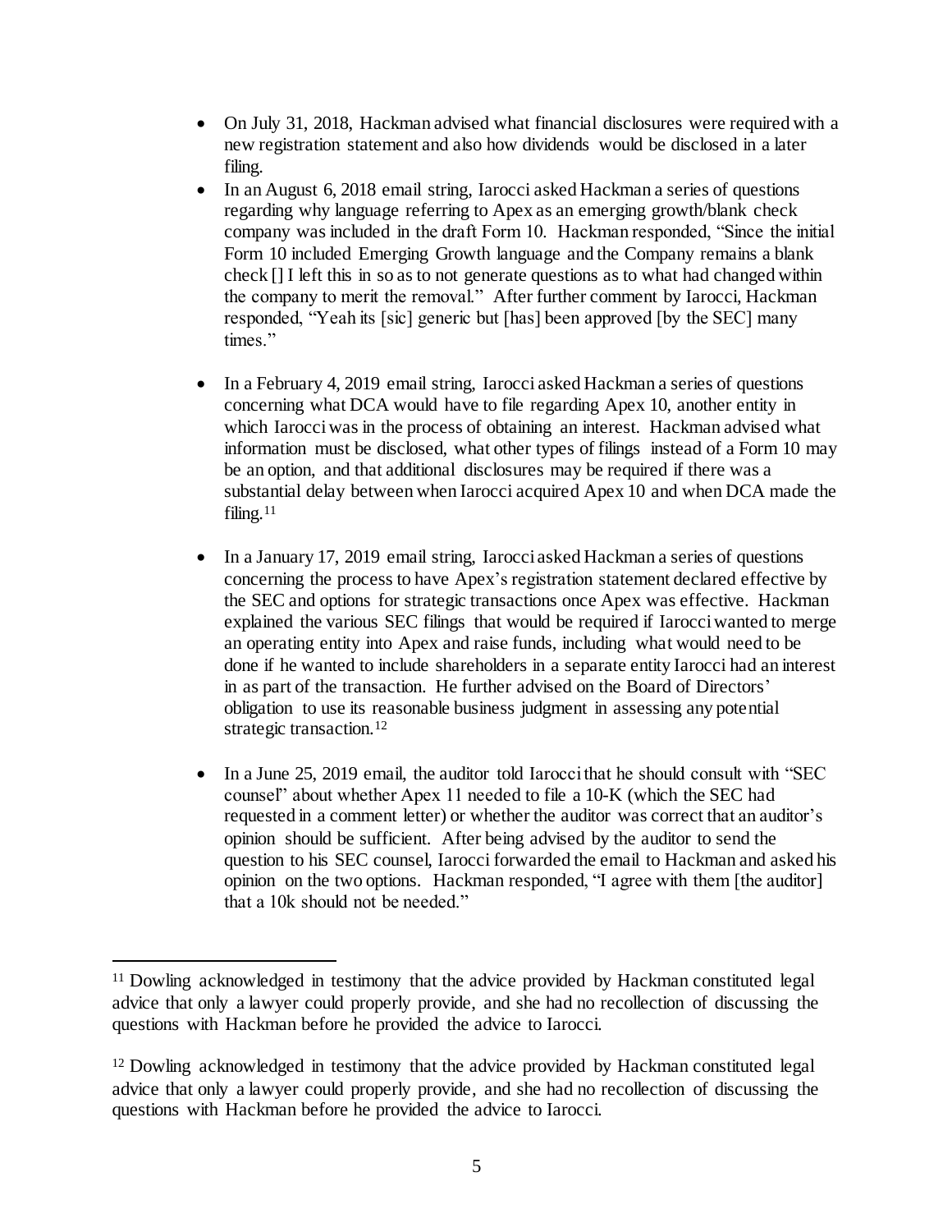- On July 31, 2018, Hackman advised what financial disclosures were required with a new registration statement and also how dividends would be disclosed in a later filing.
- In an August 6, 2018 email string, Iarocci asked Hackman a series of questions regarding why language referring to Apex as an emerging growth/blank check company was included in the draft Form 10. Hackman responded, "Since the initial Form 10 included Emerging Growth language and the Company remains a blank check [] I left this in so as to not generate questions as to what had changed within the company to merit the removal." After further comment by Iarocci, Hackman responded, "Yeah its [sic] generic but [has] been approved [by the SEC] many times."
- In a February 4, 2019 email string, Iarocci asked Hackman a series of questions concerning what DCA would have to file regarding Apex 10, another entity in which Iarocci was in the process of obtaining an interest. Hackman advised what information must be disclosed, what other types of filings instead of a Form 10 may be an option, and that additional disclosures may be required if there was a substantial delay between when Iarocci acquired Apex 10 and when DCA made the filing.[11]
- In a January 17, 2019 email string, Iarocci asked Hackman a series of questions concerning the process to have Apex's registration statement declared effective by the SEC and options for strategic transactions once Apex was effective. Hackman explained the various SEC filings that would be required if Iarocci wanted to merge an operating entity into Apex and raise funds, including what would need to be done if he wanted to include shareholders in a separate entity Iarocci had an interest in as part of the transaction. He further advised on the Board of Directors' obligation to use its reasonable business judgment in assessing any potential strategic transaction.[12]
- In a June 25, 2019 email, the auditor told Iarocci that he should consult with "SEC counsel" about whether Apex 11 needed to file a 10-K (which the SEC had requested in a comment letter) or whether the auditor was correct that an auditor's opinion should be sufficient. After being advised by the auditor to send the question to his SEC counsel, Iarocci forwarded the email to Hackman and asked his opinion on the two options. Hackman responded, "I agree with them [the auditor] that a 10k should not be needed."

---

[11] Dowling acknowledged in testimony that the advice provided by Hackman constituted legal advice that only a lawyer could properly provide, and she had no recollection of discussing the questions with Hackman before he provided the advice to Iarocci.

[12] Dowling acknowledged in testimony that the advice provided by Hackman constituted legal advice that only a lawyer could properly provide, and she had no recollection of discussing the questions with Hackman before he provided the advice to Iarocci.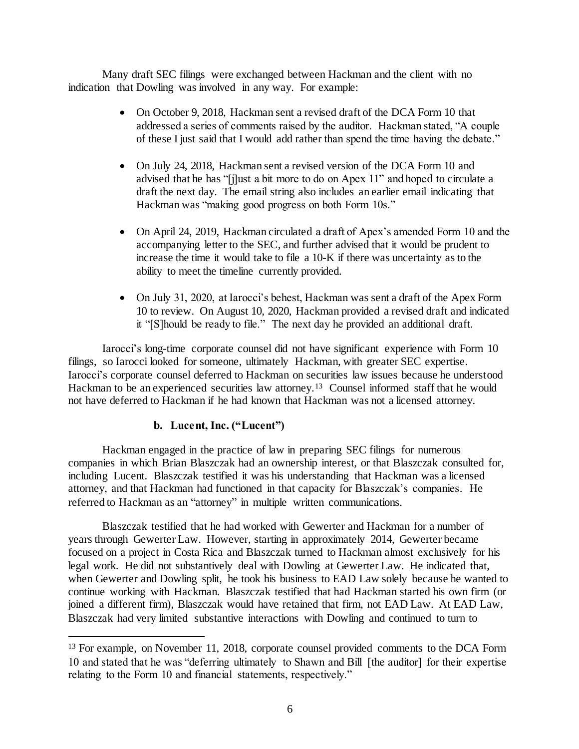Many draft SEC filings were exchanged between Hackman and the client with no indication that Dowling was involved in any way. For example:

- On October 9, 2018, Hackman sent a revised draft of the DCA Form 10 that addressed a series of comments raised by the auditor. Hackman stated, "A couple of these I just said that I would add rather than spend the time having the debate."

- On July 24, 2018, Hackman sent a revised version of the DCA Form 10 and advised that he has "[j]ust a bit more to do on Apex 11" and hoped to circulate a draft the next day. The email string also includes an earlier email indicating that Hackman was "making good progress on both Form 10s."

- On April 24, 2019, Hackman circulated a draft of Apex's amended Form 10 and the accompanying letter to the SEC, and further advised that it would be prudent to increase the time it would take to file a 10-K if there was uncertainty as to the ability to meet the timeline currently provided.

- On July 31, 2020, at Iarocci's behest, Hackman was sent a draft of the Apex Form 10 to review. On August 10, 2020, Hackman provided a revised draft and indicated it "[S]hould be ready to file." The next day he provided an additional draft.

Iarocci's long-time corporate counsel did not have significant experience with Form 10 filings, so Iarocci looked for someone, ultimately Hackman, with greater SEC expertise. Iarocci's corporate counsel deferred to Hackman on securities law issues because he understood Hackman to be an experienced securities law attorney.[13] Counsel informed staff that he would not have deferred to Hackman if he had known that Hackman was not a licensed attorney.

#### b. Lucent, Inc. ("Lucent")

Hackman engaged in the practice of law in preparing SEC filings for numerous companies in which Brian Blaszczak had an ownership interest, or that Blaszczak consulted for, including Lucent. Blaszczak testified it was his understanding that Hackman was a licensed attorney, and that Hackman had functioned in that capacity for Blaszczak's companies. He referred to Hackman as an "attorney" in multiple written communications.

Blaszczak testified that he had worked with Gewerter and Hackman for a number of years through Gewerter Law. However, starting in approximately 2014, Gewerter became focused on a project in Costa Rica and Blaszczak turned to Hackman almost exclusively for his legal work. He did not substantively deal with Dowling at Gewerter Law. He indicated that, when Gewerter and Dowling split, he took his business to EAD Law solely because he wanted to continue working with Hackman. Blaszczak testified that had Hackman started his own firm (or joined a different firm), Blaszczak would have retained that firm, not EAD Law. At EAD Law, Blaszczak had very limited substantive interactions with Dowling and continued to turn to

---

[13] For example, on November 11, 2018, corporate counsel provided comments to the DCA Form 10 and stated that he was "deferring ultimately to Shawn and Bill [the auditor] for their expertise relating to the Form 10 and financial statements, respectively."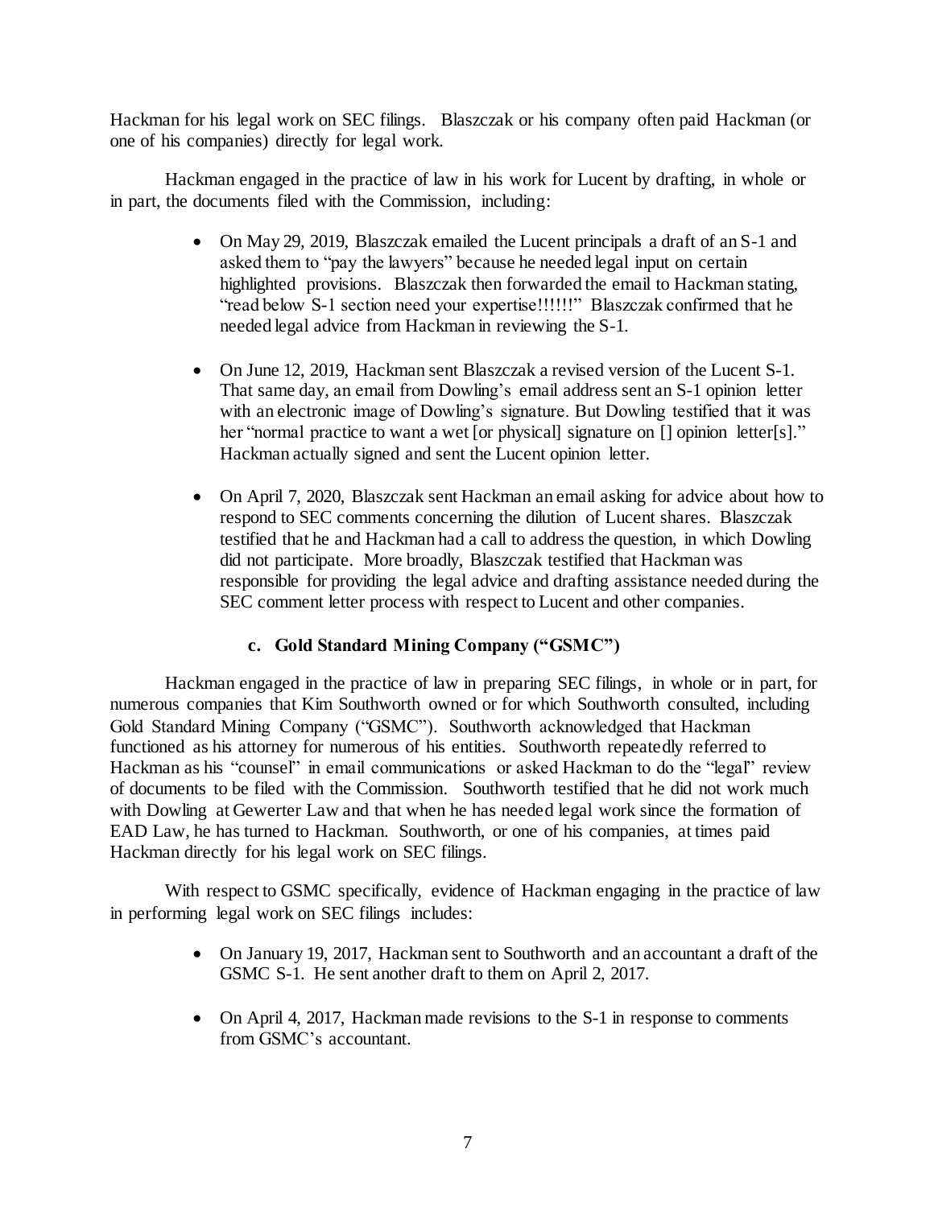Hackman for his legal work on SEC filings. Blaszczak or his company often paid Hackman (or one of his companies) directly for legal work.

Hackman engaged in the practice of law in his work for Lucent by drafting, in whole or in part, the documents filed with the Commission, including:

- On May 29, 2019, Blaszczak emailed the Lucent principals a draft of an S-1 and asked them to "pay the lawyers" because he needed legal input on certain highlighted provisions. Blaszczak then forwarded the email to Hackman stating, "read below S-1 section need your expertise!!!!!!" Blaszczak confirmed that he needed legal advice from Hackman in reviewing the S-1.

- On June 12, 2019, Hackman sent Blaszczak a revised version of the Lucent S-1. That same day, an email from Dowling's email address sent an S-1 opinion letter with an electronic image of Dowling's signature. But Dowling testified that it was her "normal practice to want a wet [or physical] signature on [] opinion letter[s]." Hackman actually signed and sent the Lucent opinion letter.

- On April 7, 2020, Blaszczak sent Hackman an email asking for advice about how to respond to SEC comments concerning the dilution of Lucent shares. Blaszczak testified that he and Hackman had a call to address the question, in which Dowling did not participate. More broadly, Blaszczak testified that Hackman was responsible for providing the legal advice and drafting assistance needed during the SEC comment letter process with respect to Lucent and other companies.

#### c. Gold Standard Mining Company ("GSMC")

Hackman engaged in the practice of law in preparing SEC filings, in whole or in part, for numerous companies that Kim Southworth owned or for which Southworth consulted, including Gold Standard Mining Company ("GSMC"). Southworth acknowledged that Hackman functioned as his attorney for numerous of his entities. Southworth repeatedly referred to Hackman as his "counsel" in email communications or asked Hackman to do the "legal" review of documents to be filed with the Commission. Southworth testified that he did not work much with Dowling at Gewerter Law and that when he has needed legal work since the formation of EAD Law, he has turned to Hackman. Southworth, or one of his companies, at times paid Hackman directly for his legal work on SEC filings.

With respect to GSMC specifically, evidence of Hackman engaging in the practice of law in performing legal work on SEC filings includes:

- On January 19, 2017, Hackman sent to Southworth and an accountant a draft of the GSMC S-1. He sent another draft to them on April 2, 2017.

- On April 4, 2017, Hackman made revisions to the S-1 in response to comments from GSMC's accountant.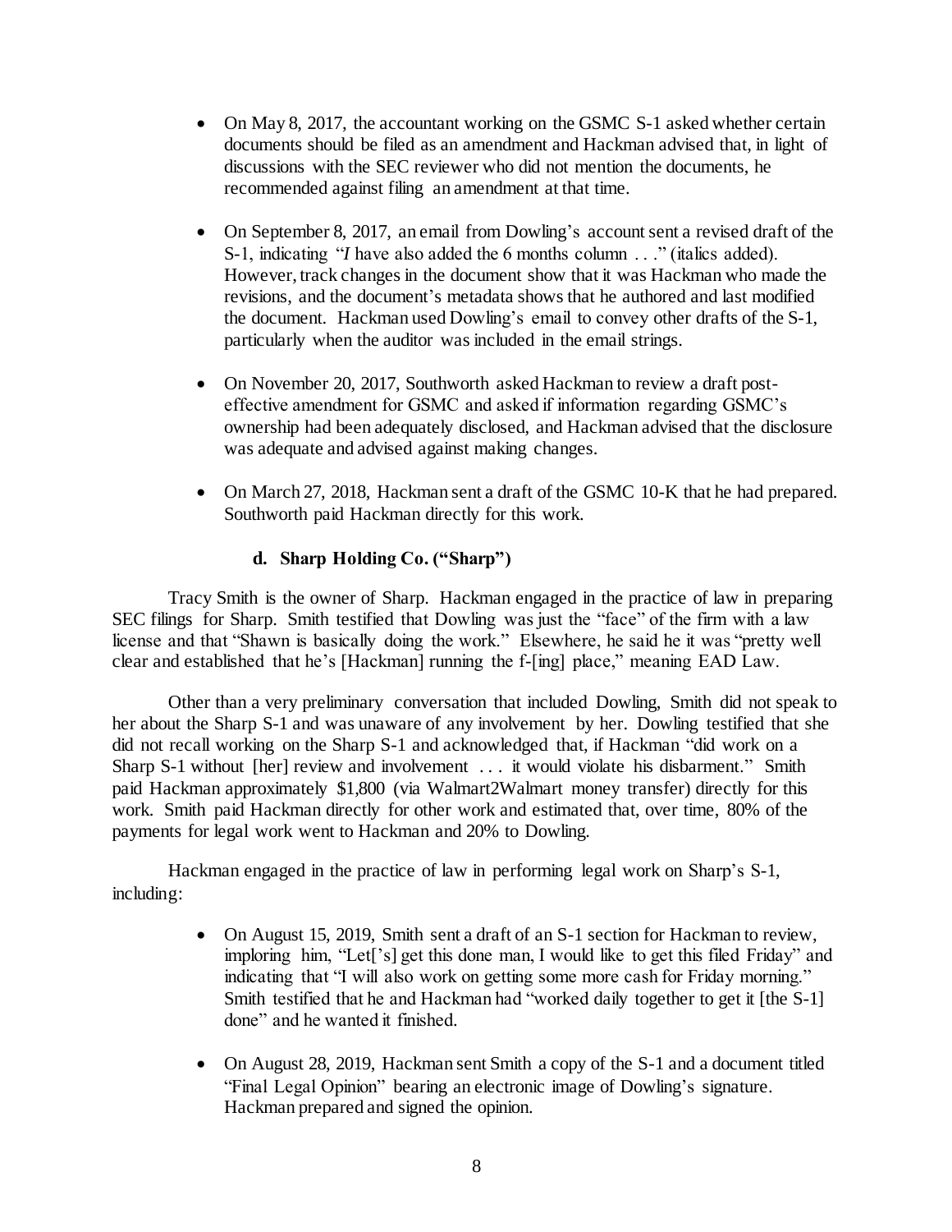- On May 8, 2017, the accountant working on the GSMC S-1 asked whether certain documents should be filed as an amendment and Hackman advised that, in light of discussions with the SEC reviewer who did not mention the documents, he recommended against filing an amendment at that time.

- On September 8, 2017, an email from Dowling's account sent a revised draft of the S-1, indicating "*I* have also added the 6 months column . . ." (italics added). However, track changes in the document show that it was Hackman who made the revisions, and the document's metadata shows that he authored and last modified the document. Hackman used Dowling's email to convey other drafts of the S-1, particularly when the auditor was included in the email strings.

- On November 20, 2017, Southworth asked Hackman to review a draft post-effective amendment for GSMC and asked if information regarding GSMC's ownership had been adequately disclosed, and Hackman advised that the disclosure was adequate and advised against making changes.

- On March 27, 2018, Hackman sent a draft of the GSMC 10-K that he had prepared. Southworth paid Hackman directly for this work.

#### d. Sharp Holding Co. ("Sharp")

Tracy Smith is the owner of Sharp. Hackman engaged in the practice of law in preparing SEC filings for Sharp. Smith testified that Dowling was just the "face" of the firm with a law license and that "Shawn is basically doing the work." Elsewhere, he said he it was "pretty well clear and established that he's [Hackman] running the f-[ing] place," meaning EAD Law.

Other than a very preliminary conversation that included Dowling, Smith did not speak to her about the Sharp S-1 and was unaware of any involvement by her. Dowling testified that she did not recall working on the Sharp S-1 and acknowledged that, if Hackman "did work on a Sharp S-1 without [her] review and involvement . . . it would violate his disbarment." Smith paid Hackman approximately $1,800 (via Walmart2Walmart money transfer) directly for this work. Smith paid Hackman directly for other work and estimated that, over time, 80% of the payments for legal work went to Hackman and 20% to Dowling.

Hackman engaged in the practice of law in performing legal work on Sharp's S-1, including:

- On August 15, 2019, Smith sent a draft of an S-1 section for Hackman to review, imploring him, "Let['s] get this done man, I would like to get this filed Friday" and indicating that "I will also work on getting some more cash for Friday morning." Smith testified that he and Hackman had "worked daily together to get it [the S-1] done" and he wanted it finished.

- On August 28, 2019, Hackman sent Smith a copy of the S-1 and a document titled "Final Legal Opinion" bearing an electronic image of Dowling's signature. Hackman prepared and signed the opinion.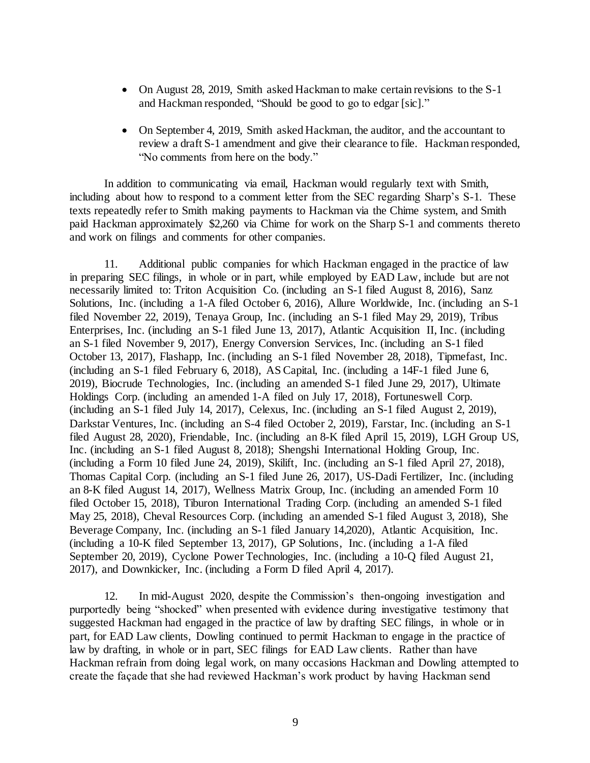- On August 28, 2019, Smith asked Hackman to make certain revisions to the S-1 and Hackman responded, "Should be good to go to edgar [sic]."

- On September 4, 2019, Smith asked Hackman, the auditor, and the accountant to review a draft S-1 amendment and give their clearance to file. Hackman responded, "No comments from here on the body."

In addition to communicating via email, Hackman would regularly text with Smith, including about how to respond to a comment letter from the SEC regarding Sharp's S-1. These texts repeatedly refer to Smith making payments to Hackman via the Chime system, and Smith paid Hackman approximately $2,260 via Chime for work on the Sharp S-1 and comments thereto and work on filings and comments for other companies.

11. Additional public companies for which Hackman engaged in the practice of law in preparing SEC filings, in whole or in part, while employed by EAD Law, include but are not necessarily limited to: Triton Acquisition Co. (including an S-1 filed August 8, 2016), Sanz Solutions, Inc. (including a 1-A filed October 6, 2016), Allure Worldwide, Inc. (including an S-1 filed November 22, 2019), Tenaya Group, Inc. (including an S-1 filed May 29, 2019), Tribus Enterprises, Inc. (including an S-1 filed June 13, 2017), Atlantic Acquisition II, Inc. (including an S-1 filed November 9, 2017), Energy Conversion Services, Inc. (including an S-1 filed October 13, 2017), Flashapp, Inc. (including an S-1 filed November 28, 2018), Tipmefast, Inc. (including an S-1 filed February 6, 2018), AS Capital, Inc. (including a 14F-1 filed June 6, 2019), Biocrude Technologies, Inc. (including an amended S-1 filed June 29, 2017), Ultimate Holdings Corp. (including an amended 1-A filed on July 17, 2018), Fortuneswell Corp. (including an S-1 filed July 14, 2017), Celexus, Inc. (including an S-1 filed August 2, 2019), Darkstar Ventures, Inc. (including an S-4 filed October 2, 2019), Farstar, Inc. (including an S-1 filed August 28, 2020), Friendable, Inc. (including an 8-K filed April 15, 2019), LGH Group US, Inc. (including an S-1 filed August 8, 2018); Shengshi International Holding Group, Inc. (including a Form 10 filed June 24, 2019), Skilift, Inc. (including an S-1 filed April 27, 2018), Thomas Capital Corp. (including an S-1 filed June 26, 2017), US-Dadi Fertilizer, Inc. (including an 8-K filed August 14, 2017), Wellness Matrix Group, Inc. (including an amended Form 10 filed October 15, 2018), Tiburon International Trading Corp. (including an amended S-1 filed May 25, 2018), Cheval Resources Corp. (including an amended S-1 filed August 3, 2018), She Beverage Company, Inc. (including an S-1 filed January 14,2020), Atlantic Acquisition, Inc. (including a 10-K filed September 13, 2017), GP Solutions, Inc. (including a 1-A filed September 20, 2019), Cyclone Power Technologies, Inc. (including a 10-Q filed August 21, 2017), and Downkicker, Inc. (including a Form D filed April 4, 2017).

12. In mid-August 2020, despite the Commission's then-ongoing investigation and purportedly being "shocked" when presented with evidence during investigative testimony that suggested Hackman had engaged in the practice of law by drafting SEC filings, in whole or in part, for EAD Law clients, Dowling continued to permit Hackman to engage in the practice of law by drafting, in whole or in part, SEC filings for EAD Law clients. Rather than have Hackman refrain from doing legal work, on many occasions Hackman and Dowling attempted to create the façade that she had reviewed Hackman's work product by having Hackman send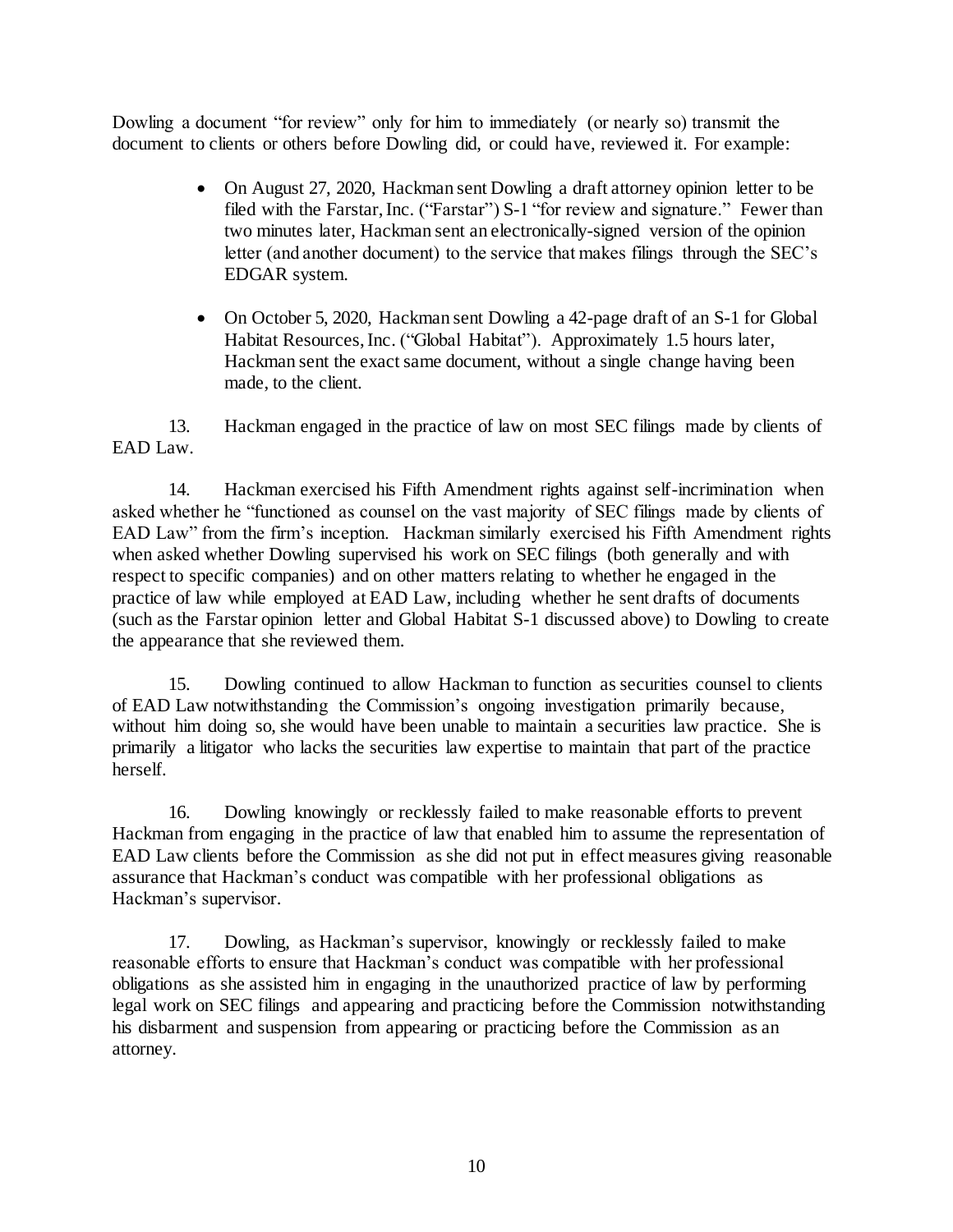Dowling a document "for review" only for him to immediately (or nearly so) transmit the document to clients or others before Dowling did, or could have, reviewed it. For example:

- On August 27, 2020, Hackman sent Dowling a draft attorney opinion letter to be filed with the Farstar, Inc. ("Farstar") S-1 "for review and signature." Fewer than two minutes later, Hackman sent an electronically-signed version of the opinion letter (and another document) to the service that makes filings through the SEC's EDGAR system.

- On October 5, 2020, Hackman sent Dowling a 42-page draft of an S-1 for Global Habitat Resources, Inc. ("Global Habitat"). Approximately 1.5 hours later, Hackman sent the exact same document, without a single change having been made, to the client.

13. Hackman engaged in the practice of law on most SEC filings made by clients of EAD Law.

14. Hackman exercised his Fifth Amendment rights against self-incrimination when asked whether he "functioned as counsel on the vast majority of SEC filings made by clients of EAD Law" from the firm's inception. Hackman similarly exercised his Fifth Amendment rights when asked whether Dowling supervised his work on SEC filings (both generally and with respect to specific companies) and on other matters relating to whether he engaged in the practice of law while employed at EAD Law, including whether he sent drafts of documents (such as the Farstar opinion letter and Global Habitat S-1 discussed above) to Dowling to create the appearance that she reviewed them.

15. Dowling continued to allow Hackman to function as securities counsel to clients of EAD Law notwithstanding the Commission's ongoing investigation primarily because, without him doing so, she would have been unable to maintain a securities law practice. She is primarily a litigator who lacks the securities law expertise to maintain that part of the practice herself.

16. Dowling knowingly or recklessly failed to make reasonable efforts to prevent Hackman from engaging in the practice of law that enabled him to assume the representation of EAD Law clients before the Commission as she did not put in effect measures giving reasonable assurance that Hackman's conduct was compatible with her professional obligations as Hackman's supervisor.

17. Dowling, as Hackman's supervisor, knowingly or recklessly failed to make reasonable efforts to ensure that Hackman's conduct was compatible with her professional obligations as she assisted him in engaging in the unauthorized practice of law by performing legal work on SEC filings and appearing and practicing before the Commission notwithstanding his disbarment and suspension from appearing or practicing before the Commission as an attorney.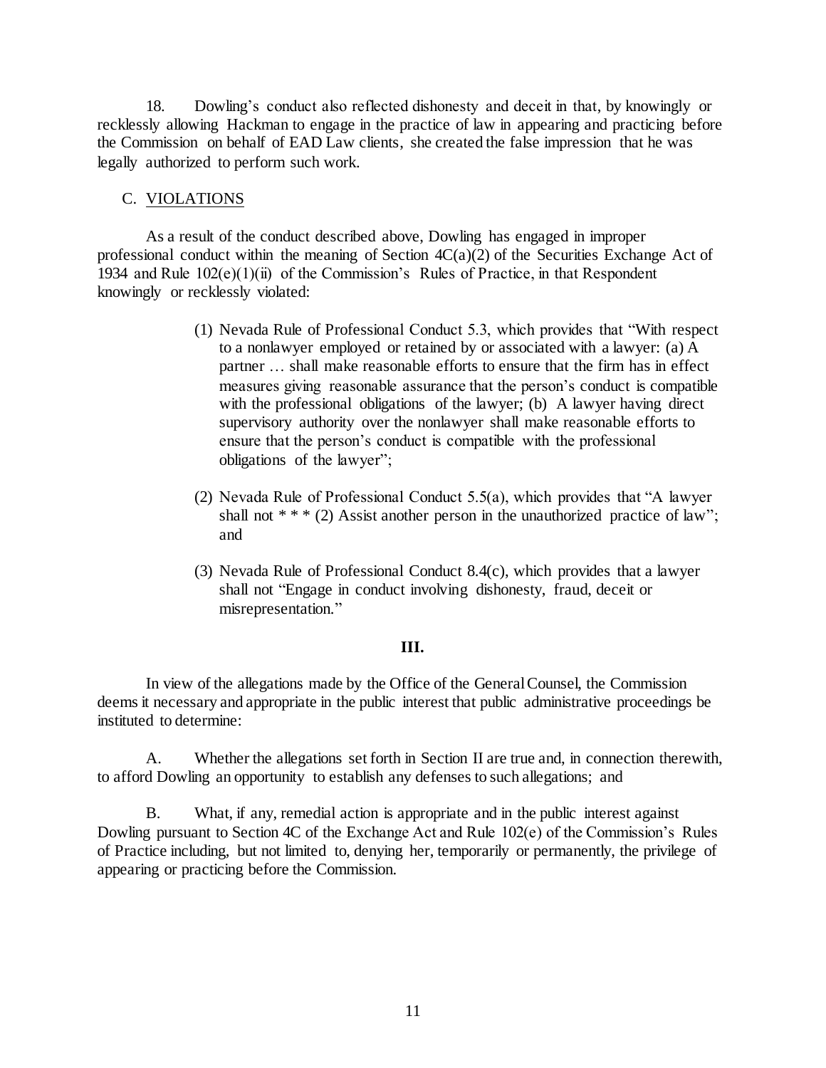18. Dowling's conduct also reflected dishonesty and deceit in that, by knowingly or recklessly allowing Hackman to engage in the practice of law in appearing and practicing before the Commission on behalf of EAD Law clients, she created the false impression that he was legally authorized to perform such work.

C. <u>VIOLATIONS</u>

As a result of the conduct described above, Dowling has engaged in improper professional conduct within the meaning of Section 4C(a)(2) of the Securities Exchange Act of 1934 and Rule 102(e)(1)(ii) of the Commission's Rules of Practice, in that Respondent knowingly or recklessly violated:

(1) Nevada Rule of Professional Conduct 5.3, which provides that "With respect to a nonlawyer employed or retained by or associated with a lawyer: (a) A partner … shall make reasonable efforts to ensure that the firm has in effect measures giving reasonable assurance that the person's conduct is compatible with the professional obligations of the lawyer; (b) A lawyer having direct supervisory authority over the nonlawyer shall make reasonable efforts to ensure that the person's conduct is compatible with the professional obligations of the lawyer";

(2) Nevada Rule of Professional Conduct 5.5(a), which provides that "A lawyer shall not * * * (2) Assist another person in the unauthorized practice of law"; and

(3) Nevada Rule of Professional Conduct 8.4(c), which provides that a lawyer shall not "Engage in conduct involving dishonesty, fraud, deceit or misrepresentation."

## III.

In view of the allegations made by the Office of the General Counsel, the Commission deems it necessary and appropriate in the public interest that public administrative proceedings be instituted to determine:

A. Whether the allegations set forth in Section II are true and, in connection therewith, to afford Dowling an opportunity to establish any defenses to such allegations; and

B. What, if any, remedial action is appropriate and in the public interest against Dowling pursuant to Section 4C of the Exchange Act and Rule 102(e) of the Commission's Rules of Practice including, but not limited to, denying her, temporarily or permanently, the privilege of appearing or practicing before the Commission.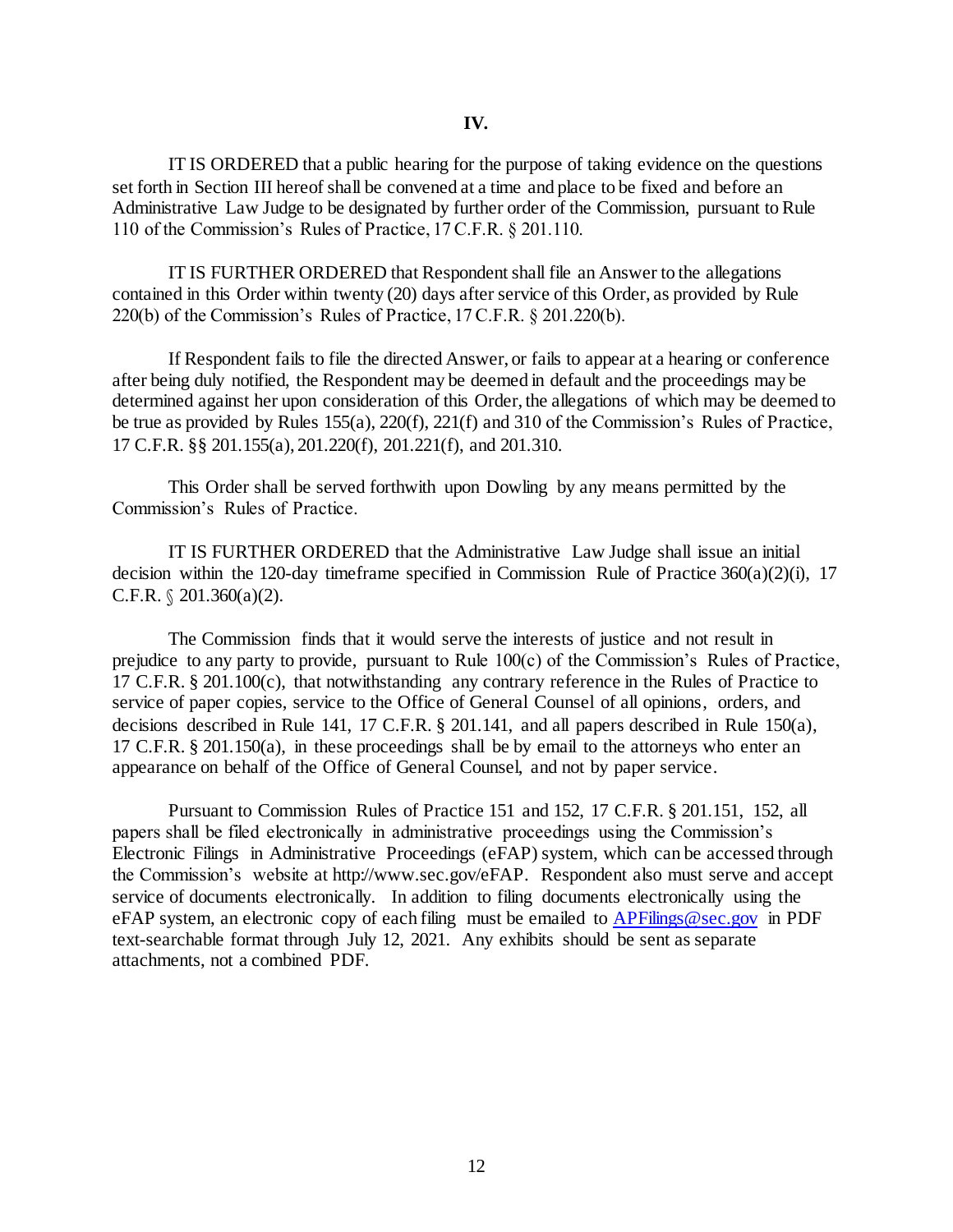## IV.

IT IS ORDERED that a public hearing for the purpose of taking evidence on the questions set forth in Section III hereof shall be convened at a time and place to be fixed and before an Administrative Law Judge to be designated by further order of the Commission, pursuant to Rule 110 of the Commission's Rules of Practice, 17 C.F.R. § 201.110.

IT IS FURTHER ORDERED that Respondent shall file an Answer to the allegations contained in this Order within twenty (20) days after service of this Order, as provided by Rule 220(b) of the Commission's Rules of Practice, 17 C.F.R. § 201.220(b).

If Respondent fails to file the directed Answer, or fails to appear at a hearing or conference after being duly notified, the Respondent may be deemed in default and the proceedings may be determined against her upon consideration of this Order, the allegations of which may be deemed to be true as provided by Rules 155(a), 220(f), 221(f) and 310 of the Commission's Rules of Practice, 17 C.F.R. §§ 201.155(a), 201.220(f), 201.221(f), and 201.310.

This Order shall be served forthwith upon Dowling by any means permitted by the Commission's Rules of Practice.

IT IS FURTHER ORDERED that the Administrative Law Judge shall issue an initial decision within the 120-day timeframe specified in Commission Rule of Practice 360(a)(2)(i), 17 C.F.R. § 201.360(a)(2).

The Commission finds that it would serve the interests of justice and not result in prejudice to any party to provide, pursuant to Rule 100(c) of the Commission's Rules of Practice, 17 C.F.R. § 201.100(c), that notwithstanding any contrary reference in the Rules of Practice to service of paper copies, service to the Office of General Counsel of all opinions, orders, and decisions described in Rule 141, 17 C.F.R. § 201.141, and all papers described in Rule 150(a), 17 C.F.R. § 201.150(a), in these proceedings shall be by email to the attorneys who enter an appearance on behalf of the Office of General Counsel, and not by paper service.

Pursuant to Commission Rules of Practice 151 and 152, 17 C.F.R. § 201.151, 152, all papers shall be filed electronically in administrative proceedings using the Commission's Electronic Filings in Administrative Proceedings (eFAP) system, which can be accessed through the Commission's website at http://www.sec.gov/eFAP. Respondent also must serve and accept service of documents electronically. In addition to filing documents electronically using the eFAP system, an electronic copy of each filing must be emailed to APFilings@sec.gov in PDF text-searchable format through July 12, 2021. Any exhibits should be sent as separate attachments, not a combined PDF.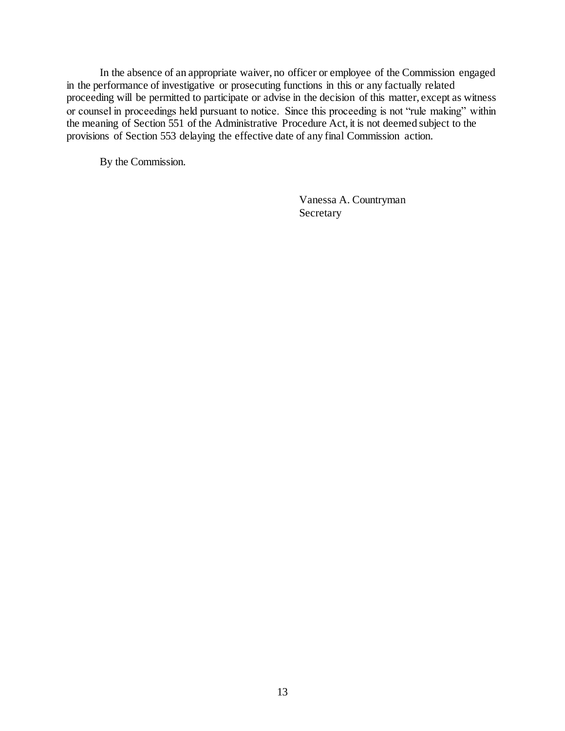In the absence of an appropriate waiver, no officer or employee of the Commission engaged in the performance of investigative or prosecuting functions in this or any factually related proceeding will be permitted to participate or advise in the decision of this matter, except as witness or counsel in proceedings held pursuant to notice. Since this proceeding is not "rule making" within the meaning of Section 551 of the Administrative Procedure Act, it is not deemed subject to the provisions of Section 553 delaying the effective date of any final Commission action.

By the Commission.

Vanessa A. Countryman
Secretary